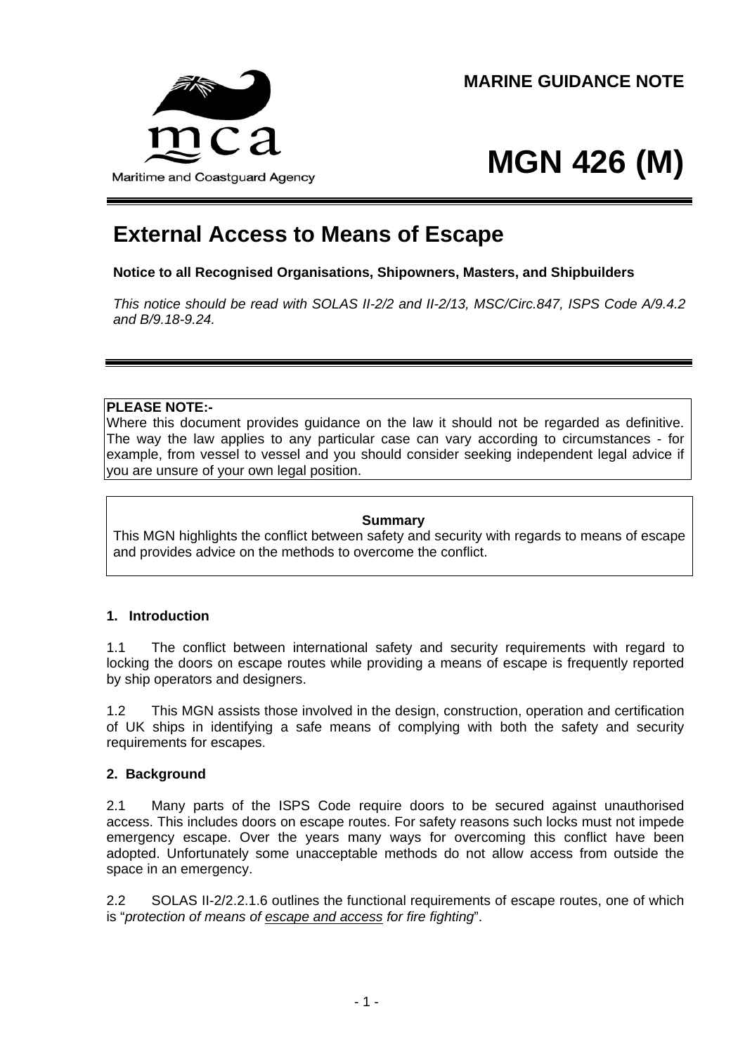Maritime and Coastguard Agency

**MARINE GUIDANCE NOTE**

# MGN 426 (M)

## External Access to Means of Escape

**Notice to all Recognised Organisations, Shipowners, Masters, and Shipbuilders**

*This notice should be read with SOLAS II-2/2 and II-2/13, MSC/Circ.847, ISPS Code A/9.4.2 and B/9.18-9.24.*

---

**PLEASE NOTE:-**
Where this document provides guidance on the law it should not be regarded as definitive. The way the law applies to any particular case can vary according to circumstances - for example, from vessel to vessel and you should consider seeking independent legal advice if you are unsure of your own legal position.

---

**Summary**

This MGN highlights the conflict between safety and security with regards to means of escape and provides advice on the methods to overcome the conflict.

---

### 1. Introduction

1.1 The conflict between international safety and security requirements with regard to locking the doors on escape routes while providing a means of escape is frequently reported by ship operators and designers.

1.2 This MGN assists those involved in the design, construction, operation and certification of UK ships in identifying a safe means of complying with both the safety and security requirements for escapes.

### 2. Background

2.1 Many parts of the ISPS Code require doors to be secured against unauthorised access. This includes doors on escape routes. For safety reasons such locks must not impede emergency escape. Over the years many ways for overcoming this conflict have been adopted. Unfortunately some unacceptable methods do not allow access from outside the space in an emergency.

2.2 SOLAS II-2/2.2.1.6 outlines the functional requirements of escape routes, one of which is "*protection of means of escape and access for fire fighting*".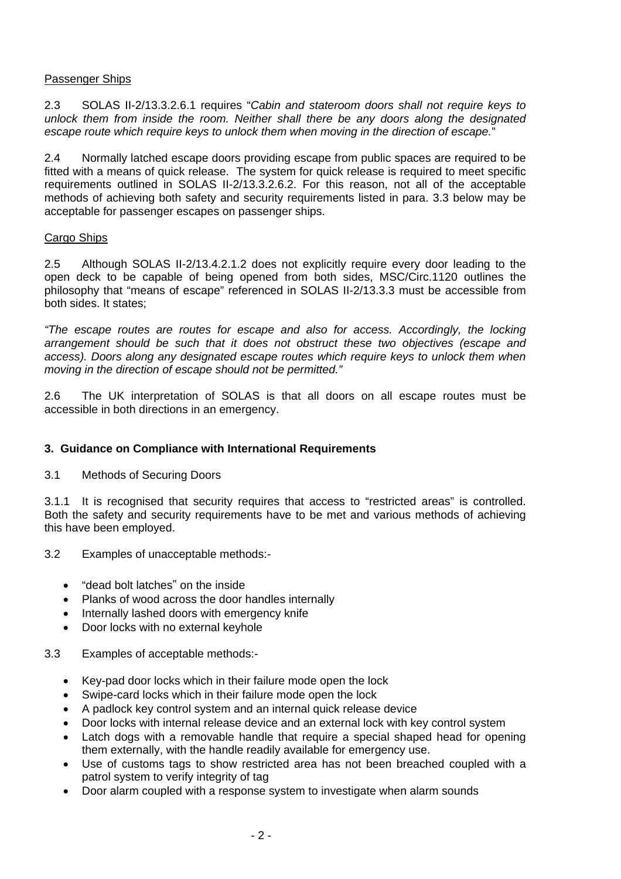Passenger Ships

2.3 SOLAS II-2/13.3.2.6.1 requires "*Cabin and stateroom doors shall not require keys to unlock them from inside the room. Neither shall there be any doors along the designated escape route which require keys to unlock them when moving in the direction of escape.*"

2.4 Normally latched escape doors providing escape from public spaces are required to be fitted with a means of quick release. The system for quick release is required to meet specific requirements outlined in SOLAS II-2/13.3.2.6.2. For this reason, not all of the acceptable methods of achieving both safety and security requirements listed in para. 3.3 below may be acceptable for passenger escapes on passenger ships.

Cargo Ships

2.5 Although SOLAS II-2/13.4.2.1.2 does not explicitly require every door leading to the open deck to be capable of being opened from both sides, MSC/Circ.1120 outlines the philosophy that "means of escape" referenced in SOLAS II-2/13.3.3 must be accessible from both sides. It states;

*"The escape routes are routes for escape and also for access. Accordingly, the locking arrangement should be such that it does not obstruct these two objectives (escape and access). Doors along any designated escape routes which require keys to unlock them when moving in the direction of escape should not be permitted."*

2.6 The UK interpretation of SOLAS is that all doors on all escape routes must be accessible in both directions in an emergency.

## 3. Guidance on Compliance with International Requirements

3.1 Methods of Securing Doors

3.1.1 It is recognised that security requires that access to "restricted areas" is controlled. Both the safety and security requirements have to be met and various methods of achieving this have been employed.

3.2 Examples of unacceptable methods:-

- "dead bolt latches" on the inside
- Planks of wood across the door handles internally
- Internally lashed doors with emergency knife
- Door locks with no external keyhole

3.3 Examples of acceptable methods:-

- Key-pad door locks which in their failure mode open the lock
- Swipe-card locks which in their failure mode open the lock
- A padlock key control system and an internal quick release device
- Door locks with internal release device and an external lock with key control system
- Latch dogs with a removable handle that require a special shaped head for opening them externally, with the handle readily available for emergency use.
- Use of customs tags to show restricted area has not been breached coupled with a patrol system to verify integrity of tag
- Door alarm coupled with a response system to investigate when alarm sounds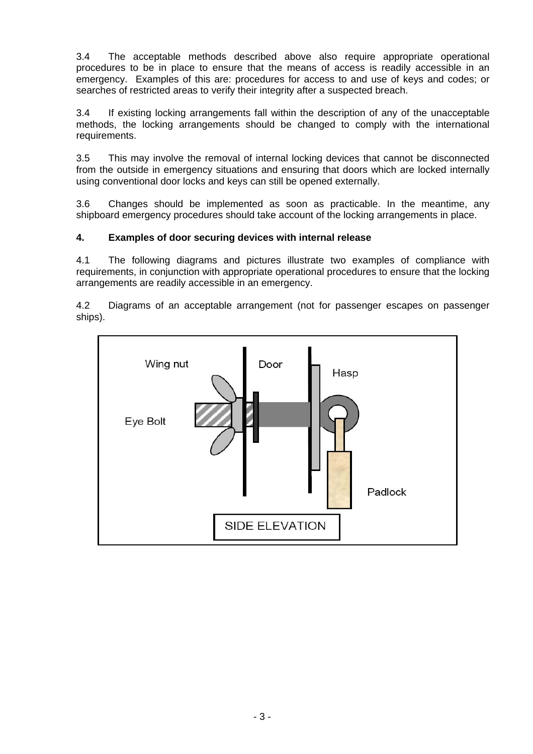3.4 The acceptable methods described above also require appropriate operational procedures to be in place to ensure that the means of access is readily accessible in an emergency. Examples of this are: procedures for access to and use of keys and codes; or searches of restricted areas to verify their integrity after a suspected breach.

3.4 If existing locking arrangements fall within the description of any of the unacceptable methods, the locking arrangements should be changed to comply with the international requirements.

3.5 This may involve the removal of internal locking devices that cannot be disconnected from the outside in emergency situations and ensuring that doors which are locked internally using conventional door locks and keys can still be opened externally.

3.6 Changes should be implemented as soon as practicable. In the meantime, any shipboard emergency procedures should take account of the locking arrangements in place.

**4. Examples of door securing devices with internal release**

4.1 The following diagrams and pictures illustrate two examples of compliance with requirements, in conjunction with appropriate operational procedures to ensure that the locking arrangements are readily accessible in an emergency.

4.2 Diagrams of an acceptable arrangement (not for passenger escapes on passenger ships).

Wing nut

Door

Hasp

Eye Bolt

Padlock

SIDE ELEVATION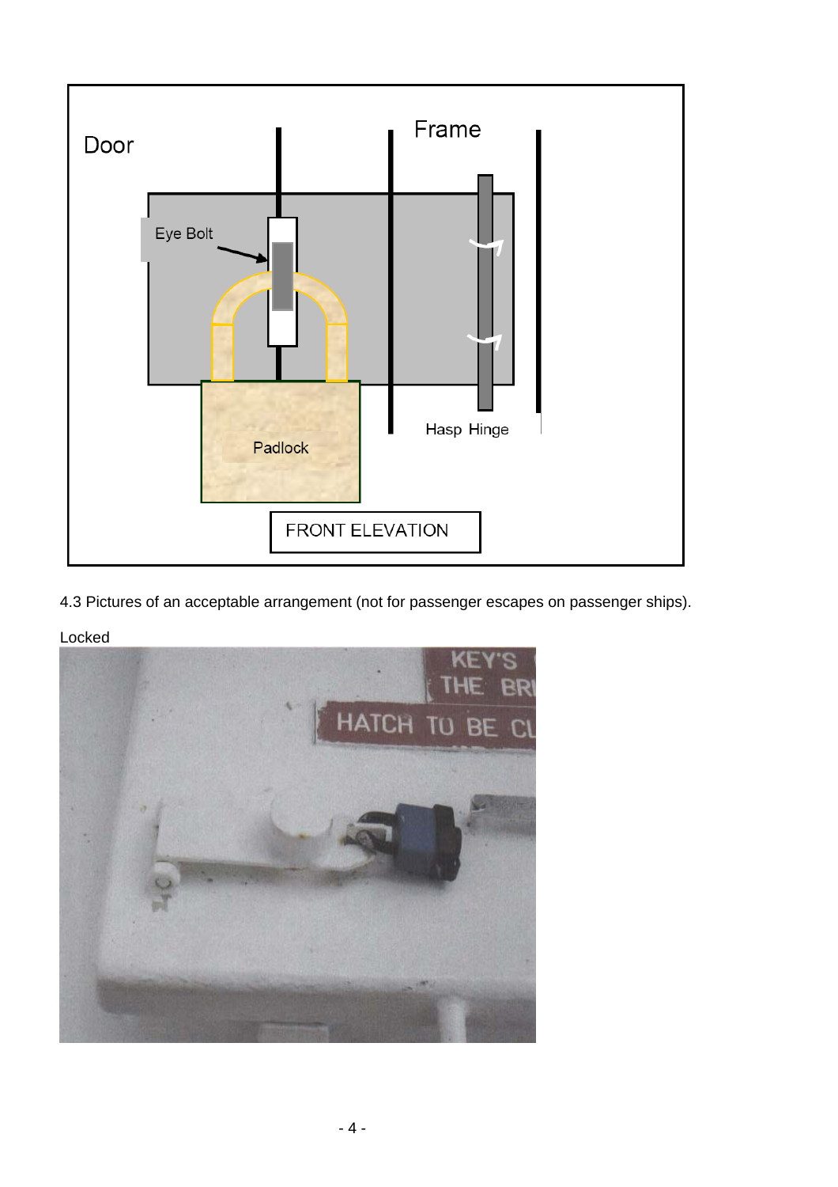4.3 Pictures of an acceptable arrangement (not for passenger escapes on passenger ships).

Locked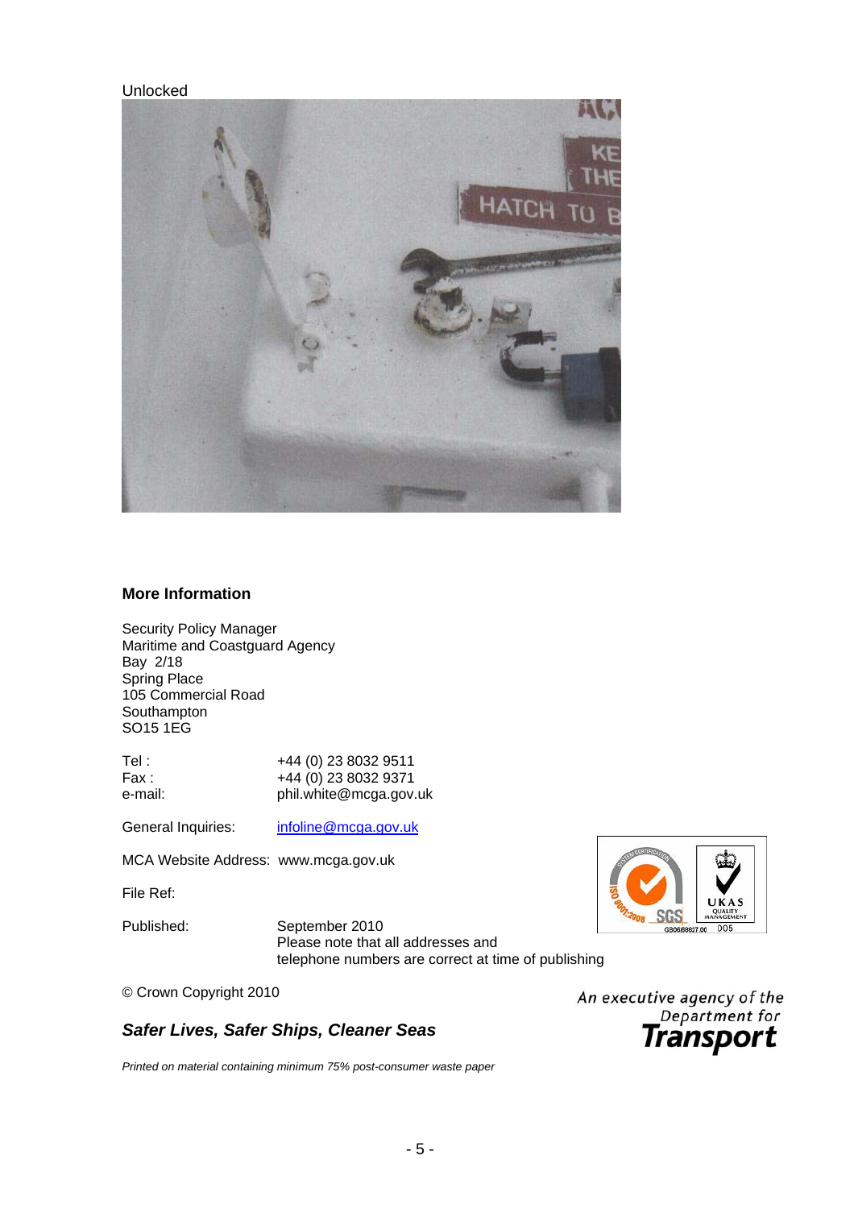Unlocked

## More Information

Security Policy Manager
Maritime and Coastguard Agency
Bay 2/18
Spring Place
105 Commercial Road
Southampton
SO15 1EG

| | |
|---|---|
| Tel : | +44 (0) 23 8032 9511 |
| Fax : | +44 (0) 23 8032 9371 |
| e-mail: | phil.white@mcga.gov.uk |
| General Inquiries: | infoline@mcga.gov.uk |
| MCA Website Address: | www.mcga.gov.uk |
| File Ref: | |
| Published: | September 2010<br>Please note that all addresses and telephone numbers are correct at time of publishing |

© Crown Copyright 2010

***Safer Lives, Safer Ships, Cleaner Seas***

An executive agency of the Department for Transport

*Printed on material containing minimum 75% post-consumer waste paper*